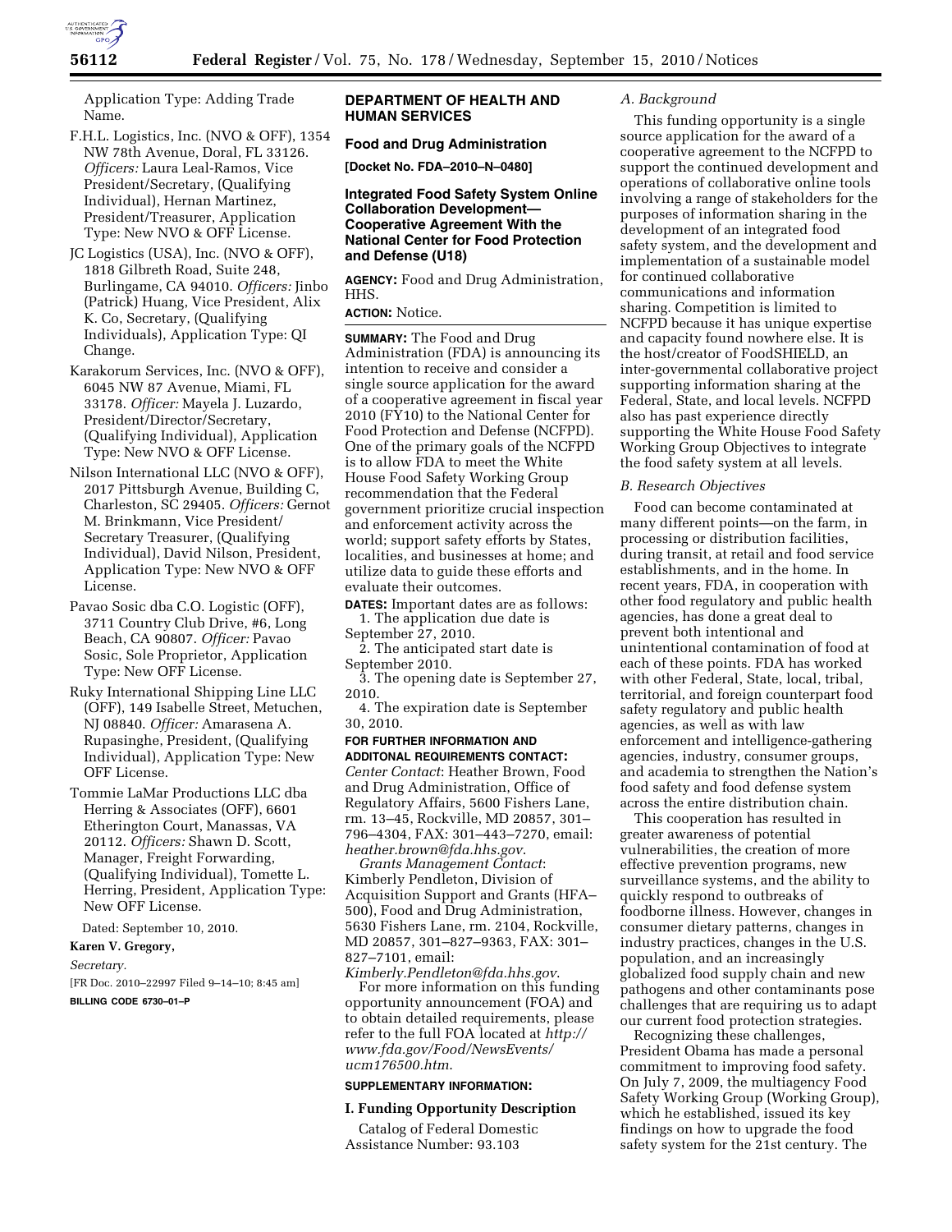Application Type: Adding Trade Name.

F.H.L. Logistics, Inc. (NVO & OFF), 1354 NW 78th Avenue, Doral, FL 33126. *Officers:* Laura Leal-Ramos, Vice President/Secretary, (Qualifying Individual), Hernan Martinez, President/Treasurer, Application Type: New NVO & OFF License.

JC Logistics (USA), Inc. (NVO & OFF), 1818 Gilbreth Road, Suite 248, Burlingame, CA 94010. *Officers:* Jinbo (Patrick) Huang, Vice President, Alix K. Co, Secretary, (Qualifying Individuals), Application Type: QI Change.

Karakorum Services, Inc. (NVO & OFF), 6045 NW 87 Avenue, Miami, FL 33178. *Officer:* Mayela J. Luzardo, President/Director/Secretary, (Qualifying Individual), Application Type: New NVO & OFF License.

Nilson International LLC (NVO & OFF), 2017 Pittsburgh Avenue, Building C, Charleston, SC 29405. *Officers:* Gernot M. Brinkmann, Vice President/ Secretary Treasurer, (Qualifying Individual), David Nilson, President, Application Type: New NVO & OFF License.

Pavao Sosic dba C.O. Logistic (OFF), 3711 Country Club Drive, #6, Long Beach, CA 90807. *Officer:* Pavao Sosic, Sole Proprietor, Application Type: New OFF License.

Ruky International Shipping Line LLC (OFF), 149 Isabelle Street, Metuchen, NJ 08840. *Officer:* Amarasena A. Rupasinghe, President, (Qualifying Individual), Application Type: New OFF License.

Tommie LaMar Productions LLC dba Herring & Associates (OFF), 6601 Etherington Court, Manassas, VA 20112. *Officers:* Shawn D. Scott, Manager, Freight Forwarding, (Qualifying Individual), Tomette L. Herring, President, Application Type: New OFF License.

Dated: September 10, 2010.

**Karen V. Gregory,**

*Secretary.*

[FR Doc. 2010–22997 Filed 9–14–10; 8:45 am]

**BILLING CODE 6730–01–P**

## DEPARTMENT OF HEALTH AND HUMAN SERVICES

### Food and Drug Administration

**[Docket No. FDA–2010–N–0480]**

### Integrated Food Safety System Online Collaboration Development—Cooperative Agreement With the National Center for Food Protection and Defense (U18)

**AGENCY:** Food and Drug Administration, HHS.

**ACTION:** Notice.

**SUMMARY:** The Food and Drug Administration (FDA) is announcing its intention to receive and consider a single source application for the award of a cooperative agreement in fiscal year 2010 (FY10) to the National Center for Food Protection and Defense (NCFPD). One of the primary goals of the NCFPD is to allow FDA to meet the White House Food Safety Working Group recommendation that the Federal government prioritize crucial inspection and enforcement activity across the world; support safety efforts by States, localities, and businesses at home; and utilize data to guide these efforts and evaluate their outcomes.

**DATES:** Important dates are as follows:

1. The application due date is September 27, 2010.
2. The anticipated start date is September 2010.
3. The opening date is September 27, 2010.
4. The expiration date is September 30, 2010.

**FOR FURTHER INFORMATION AND ADDITONAL REQUIREMENTS CONTACT:**

*Center Contact*: Heather Brown, Food and Drug Administration, Office of Regulatory Affairs, 5600 Fishers Lane, rm. 13–45, Rockville, MD 20857, 301–796–4304, FAX: 301–443–7270, email: *heather.brown@fda.hhs.gov*.

*Grants Management Contact*: Kimberly Pendleton, Division of Acquisition Support and Grants (HFA–500), Food and Drug Administration, 5630 Fishers Lane, rm. 2104, Rockville, MD 20857, 301–827–9363, FAX: 301–827–7101, email: *Kimberly.Pendleton@fda.hhs.gov*.

For more information on this funding opportunity announcement (FOA) and to obtain detailed requirements, please refer to the full FOA located at *http://www.fda.gov/Food/NewsEvents/ucm176500.htm*.

**SUPPLEMENTARY INFORMATION:**

## I. Funding Opportunity Description

Catalog of Federal Domestic Assistance Number: 93.103

### *A. Background*

This funding opportunity is a single source application for the award of a cooperative agreement to the NCFPD to support the continued development and operations of collaborative online tools involving a range of stakeholders for the purposes of information sharing in the development of an integrated food safety system, and the development and implementation of a sustainable model for continued collaborative communications and information sharing. Competition is limited to NCFPD because it has unique expertise and capacity found nowhere else. It is the host/creator of FoodSHIELD, an inter-governmental collaborative project supporting information sharing at the Federal, State, and local levels. NCFPD also has past experience directly supporting the White House Food Safety Working Group Objectives to integrate the food safety system at all levels.

### *B. Research Objectives*

Food can become contaminated at many different points—on the farm, in processing or distribution facilities, during transit, at retail and food service establishments, and in the home. In recent years, FDA, in cooperation with other food regulatory and public health agencies, has done a great deal to prevent both intentional and unintentional contamination of food at each of these points. FDA has worked with other Federal, State, local, tribal, territorial, and foreign counterpart food safety regulatory and public health agencies, as well as with law enforcement and intelligence-gathering agencies, industry, consumer groups, and academia to strengthen the Nation's food safety and food defense system across the entire distribution chain.

This cooperation has resulted in greater awareness of potential vulnerabilities, the creation of more effective prevention programs, new surveillance systems, and the ability to quickly respond to outbreaks of foodborne illness. However, changes in consumer dietary patterns, changes in industry practices, changes in the U.S. population, and an increasingly globalized food supply chain and new pathogens and other contaminants pose challenges that are requiring us to adapt our current food protection strategies.

Recognizing these challenges, President Obama has made a personal commitment to improving food safety. On July 7, 2009, the multiagency Food Safety Working Group (Working Group), which he established, issued its key findings on how to upgrade the food safety system for the 21st century. The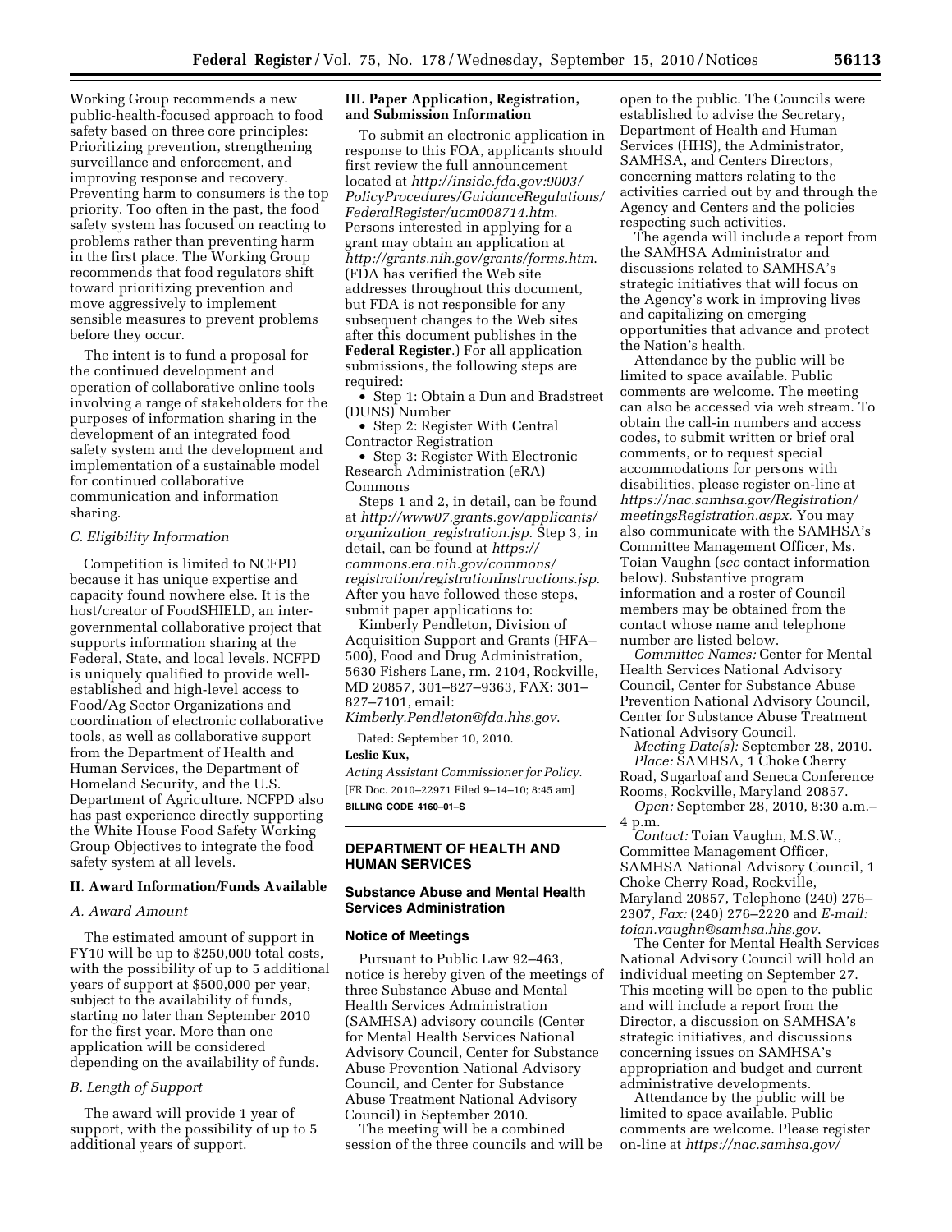Working Group recommends a new public-health-focused approach to food safety based on three core principles: Prioritizing prevention, strengthening surveillance and enforcement, and improving response and recovery. Preventing harm to consumers is the top priority. Too often in the past, the food safety system has focused on reacting to problems rather than preventing harm in the first place. The Working Group recommends that food regulators shift toward prioritizing prevention and move aggressively to implement sensible measures to prevent problems before they occur.

The intent is to fund a proposal for the continued development and operation of collaborative online tools involving a range of stakeholders for the purposes of information sharing in the development of an integrated food safety system and the development and implementation of a sustainable model for continued collaborative communication and information sharing.

### *C. Eligibility Information*

Competition is limited to NCFPD because it has unique expertise and capacity found nowhere else. It is the host/creator of FoodSHIELD, an inter-governmental collaborative project that supports information sharing at the Federal, State, and local levels. NCFPD is uniquely qualified to provide well-established and high-level access to Food/Ag Sector Organizations and coordination of electronic collaborative tools, as well as collaborative support from the Department of Health and Human Services, the Department of Homeland Security, and the U.S. Department of Agriculture. NCFPD also has past experience directly supporting the White House Food Safety Working Group Objectives to integrate the food safety system at all levels.

## II. Award Information/Funds Available

### *A. Award Amount*

The estimated amount of support in FY10 will be up to $250,000 total costs, with the possibility of up to 5 additional years of support at $500,000 per year, subject to the availability of funds, starting no later than September 2010 for the first year. More than one application will be considered depending on the availability of funds.

### *B. Length of Support*

The award will provide 1 year of support, with the possibility of up to 5 additional years of support.

## III. Paper Application, Registration, and Submission Information

To submit an electronic application in response to this FOA, applicants should first review the full announcement located at *http://inside.fda.gov:9003/PolicyProcedures/GuidanceRegulations/FederalRegister/ucm008714.htm*. Persons interested in applying for a grant may obtain an application at *http://grants.nih.gov/grants/forms.htm*. (FDA has verified the Web site addresses throughout this document, but FDA is not responsible for any subsequent changes to the Web sites after this document publishes in the **Federal Register**.) For all application submissions, the following steps are required:

- Step 1: Obtain a Dun and Bradstreet (DUNS) Number
- Step 2: Register With Central Contractor Registration
- Step 3: Register With Electronic Research Administration (eRA) Commons

Steps 1 and 2, in detail, can be found at *http://www07.grants.gov/applicants/organization_registration.jsp*. Step 3, in detail, can be found at *https://commons.era.nih.gov/commons/registration/registrationInstructions.jsp*. After you have followed these steps, submit paper applications to:

Kimberly Pendleton, Division of Acquisition Support and Grants (HFA–500), Food and Drug Administration, 5630 Fishers Lane, rm. 2104, Rockville, MD 20857, 301–827–9363, FAX: 301–827–7101, email: *Kimberly.Pendleton@fda.hhs.gov*.

Dated: September 10, 2010.

**Leslie Kux,**

*Acting Assistant Commissioner for Policy.*

[FR Doc. 2010–22971 Filed 9–14–10; 8:45 am]

**BILLING CODE 4160–01–S**

---

## DEPARTMENT OF HEALTH AND HUMAN SERVICES

### Substance Abuse and Mental Health Services Administration

### Notice of Meetings

Pursuant to Public Law 92–463, notice is hereby given of the meetings of three Substance Abuse and Mental Health Services Administration (SAMHSA) advisory councils (Center for Mental Health Services National Advisory Council, Center for Substance Abuse Prevention National Advisory Council, and Center for Substance Abuse Treatment National Advisory Council) in September 2010.

The meeting will be a combined session of the three councils and will be open to the public. The Councils were established to advise the Secretary, Department of Health and Human Services (HHS), the Administrator, SAMHSA, and Centers Directors, concerning matters relating to the activities carried out by and through the Agency and Centers and the policies respecting such activities.

The agenda will include a report from the SAMHSA Administrator and discussions related to SAMHSA's strategic initiatives that will focus on the Agency's work in improving lives and capitalizing on emerging opportunities that advance and protect the Nation's health.

Attendance by the public will be limited to space available. Public comments are welcome. The meeting can also be accessed via web stream. To obtain the call-in numbers and access codes, to submit written or brief oral comments, or to request special accommodations for persons with disabilities, please register on-line at *https://nac.samhsa.gov/Registration/meetingsRegistration.aspx*. You may also communicate with the SAMHSA's Committee Management Officer, Ms. Toian Vaughn (*see* contact information below). Substantive program information and a roster of Council members may be obtained from the contact whose name and telephone number are listed below.

*Committee Names:* Center for Mental Health Services National Advisory Council, Center for Substance Abuse Prevention National Advisory Council, Center for Substance Abuse Treatment National Advisory Council.

*Meeting Date(s):* September 28, 2010.

*Place:* SAMHSA, 1 Choke Cherry Road, Sugarloaf and Seneca Conference Rooms, Rockville, Maryland 20857.

*Open:* September 28, 2010, 8:30 a.m.–4 p.m.

*Contact:* Toian Vaughn, M.S.W., Committee Management Officer, SAMHSA National Advisory Council, 1 Choke Cherry Road, Rockville, Maryland 20857, Telephone (240) 276–2307, *Fax:* (240) 276–2220 and *E-mail: toian.vaughn@samhsa.hhs.gov*.

The Center for Mental Health Services National Advisory Council will hold an individual meeting on September 27. This meeting will be open to the public and will include a report from the Director, a discussion on SAMHSA's strategic initiatives, and discussions concerning issues on SAMHSA's appropriation and budget and current administrative developments.

Attendance by the public will be limited to space available. Public comments are welcome. Please register on-line at *https://nac.samhsa.gov/*